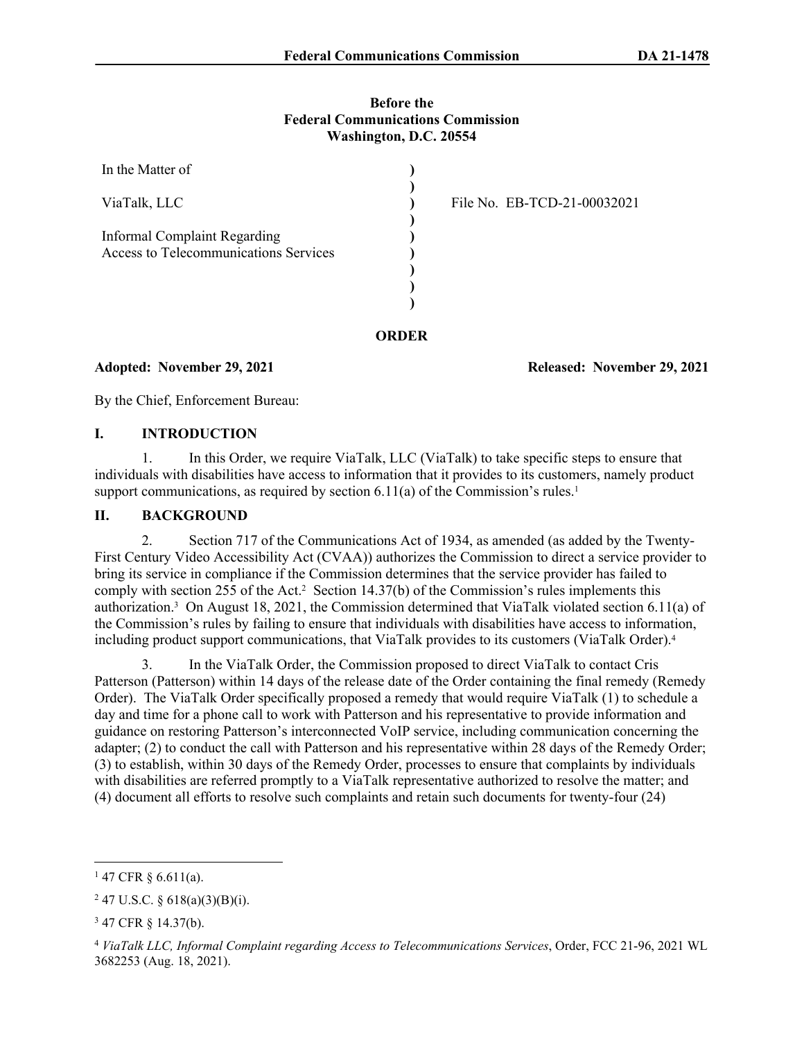**Before the**
**Federal Communications Commission**
**Washington, D.C. 20554**

| | | |
|---|---|---|
| In the Matter of | ) | |
| | ) | |
| ViaTalk, LLC | ) | File No. EB-TCD-21-00032021 |
| | ) | |
| Informal Complaint Regarding Access to Telecommunications Services | ) | |
| | ) | |
| | ) | |
| | ) | |

## ORDER

**Adopted: November 29, 2021** **Released: November 29, 2021**

By the Chief, Enforcement Bureau:

## I. INTRODUCTION

1. In this Order, we require ViaTalk, LLC (ViaTalk) to take specific steps to ensure that individuals with disabilities have access to information that it provides to its customers, namely product support communications, as required by section 6.11(a) of the Commission's rules.[1]

## II. BACKGROUND

2. Section 717 of the Communications Act of 1934, as amended (as added by the Twenty-First Century Video Accessibility Act (CVAA)) authorizes the Commission to direct a service provider to bring its service in compliance if the Commission determines that the service provider has failed to comply with section 255 of the Act.[2] Section 14.37(b) of the Commission's rules implements this authorization.[3] On August 18, 2021, the Commission determined that ViaTalk violated section 6.11(a) of the Commission's rules by failing to ensure that individuals with disabilities have access to information, including product support communications, that ViaTalk provides to its customers (ViaTalk Order).[4]

3. In the ViaTalk Order, the Commission proposed to direct ViaTalk to contact Cris Patterson (Patterson) within 14 days of the release date of the Order containing the final remedy (Remedy Order). The ViaTalk Order specifically proposed a remedy that would require ViaTalk (1) to schedule a day and time for a phone call to work with Patterson and his representative to provide information and guidance on restoring Patterson's interconnected VoIP service, including communication concerning the adapter; (2) to conduct the call with Patterson and his representative within 28 days of the Remedy Order; (3) to establish, within 30 days of the Remedy Order, processes to ensure that complaints by individuals with disabilities are referred promptly to a ViaTalk representative authorized to resolve the matter; and (4) document all efforts to resolve such complaints and retain such documents for twenty-four (24)

---

[1] 47 CFR § 6.611(a).

[2] 47 U.S.C. § 618(a)(3)(B)(i).

[3] 47 CFR § 14.37(b).

[4] *ViaTalk LLC, Informal Complaint regarding Access to Telecommunications Services*, Order, FCC 21-96, 2021 WL 3682253 (Aug. 18, 2021).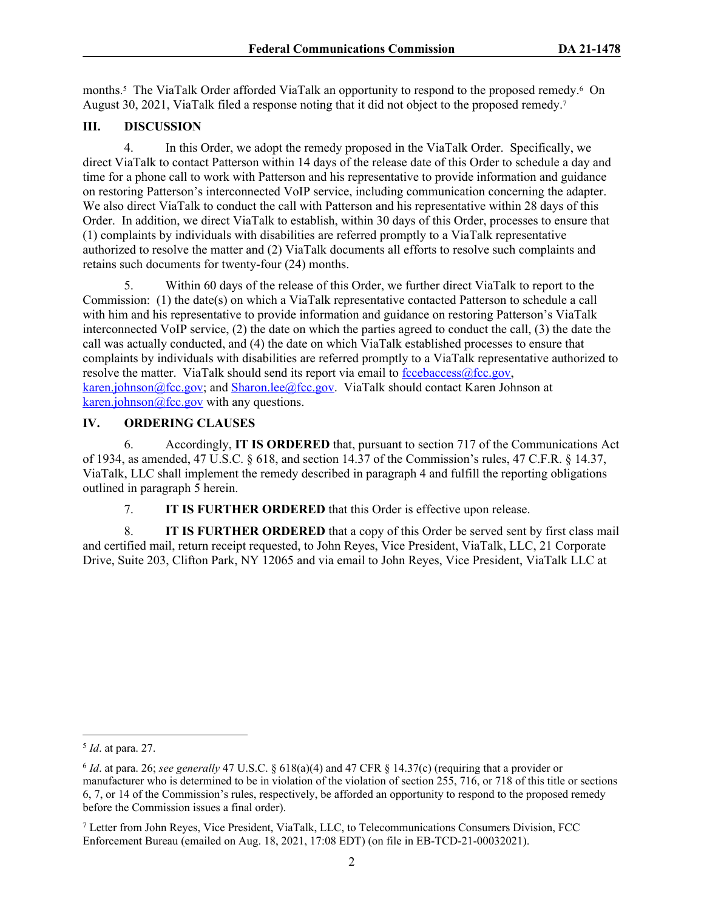months.[5] The ViaTalk Order afforded ViaTalk an opportunity to respond to the proposed remedy.[6] On August 30, 2021, ViaTalk filed a response noting that it did not object to the proposed remedy.[7]

## III. DISCUSSION

4. In this Order, we adopt the remedy proposed in the ViaTalk Order. Specifically, we direct ViaTalk to contact Patterson within 14 days of the release date of this Order to schedule a day and time for a phone call to work with Patterson and his representative to provide information and guidance on restoring Patterson's interconnected VoIP service, including communication concerning the adapter. We also direct ViaTalk to conduct the call with Patterson and his representative within 28 days of this Order. In addition, we direct ViaTalk to establish, within 30 days of this Order, processes to ensure that (1) complaints by individuals with disabilities are referred promptly to a ViaTalk representative authorized to resolve the matter and (2) ViaTalk documents all efforts to resolve such complaints and retains such documents for twenty-four (24) months.

5. Within 60 days of the release of this Order, we further direct ViaTalk to report to the Commission: (1) the date(s) on which a ViaTalk representative contacted Patterson to schedule a call with him and his representative to provide information and guidance on restoring Patterson's ViaTalk interconnected VoIP service, (2) the date on which the parties agreed to conduct the call, (3) the date the call was actually conducted, and (4) the date on which ViaTalk established processes to ensure that complaints by individuals with disabilities are referred promptly to a ViaTalk representative authorized to resolve the matter. ViaTalk should send its report via email to fccebaccess@fcc.gov, karen.johnson@fcc.gov; and Sharon.lee@fcc.gov. ViaTalk should contact Karen Johnson at karen.johnson@fcc.gov with any questions.

## IV. ORDERING CLAUSES

6. Accordingly, **IT IS ORDERED** that, pursuant to section 717 of the Communications Act of 1934, as amended, 47 U.S.C. § 618, and section 14.37 of the Commission's rules, 47 C.F.R. § 14.37, ViaTalk, LLC shall implement the remedy described in paragraph 4 and fulfill the reporting obligations outlined in paragraph 5 herein.

7. **IT IS FURTHER ORDERED** that this Order is effective upon release.

8. **IT IS FURTHER ORDERED** that a copy of this Order be served sent by first class mail and certified mail, return receipt requested, to John Reyes, Vice President, ViaTalk, LLC, 21 Corporate Drive, Suite 203, Clifton Park, NY 12065 and via email to John Reyes, Vice President, ViaTalk LLC at

---

[5] *Id*. at para. 27.

[6] *Id*. at para. 26; *see generally* 47 U.S.C. § 618(a)(4) and 47 CFR § 14.37(c) (requiring that a provider or manufacturer who is determined to be in violation of the violation of section 255, 716, or 718 of this title or sections 6, 7, or 14 of the Commission's rules, respectively, be afforded an opportunity to respond to the proposed remedy before the Commission issues a final order).

[7] Letter from John Reyes, Vice President, ViaTalk, LLC, to Telecommunications Consumers Division, FCC Enforcement Bureau (emailed on Aug. 18, 2021, 17:08 EDT) (on file in EB-TCD-21-00032021).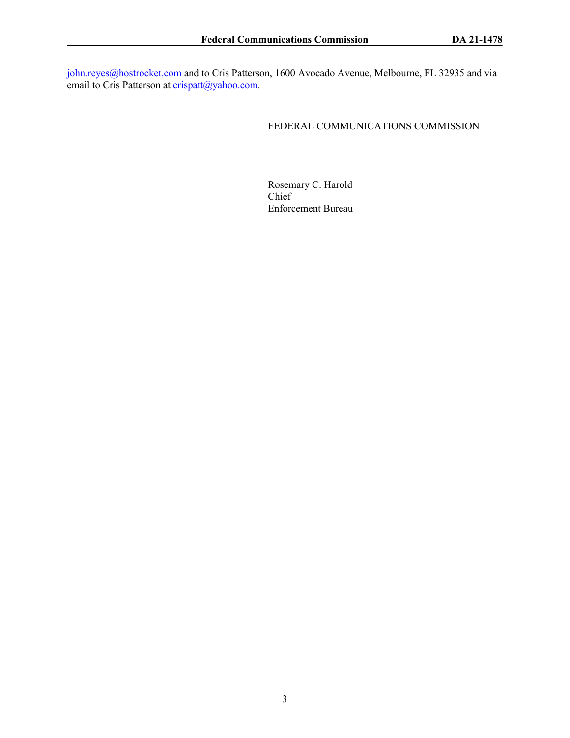john.reyes@hostrocket.com and to Cris Patterson, 1600 Avocado Avenue, Melbourne, FL 32935 and via email to Cris Patterson at crispatt@yahoo.com.

FEDERAL COMMUNICATIONS COMMISSION

Rosemary C. Harold
Chief
Enforcement Bureau